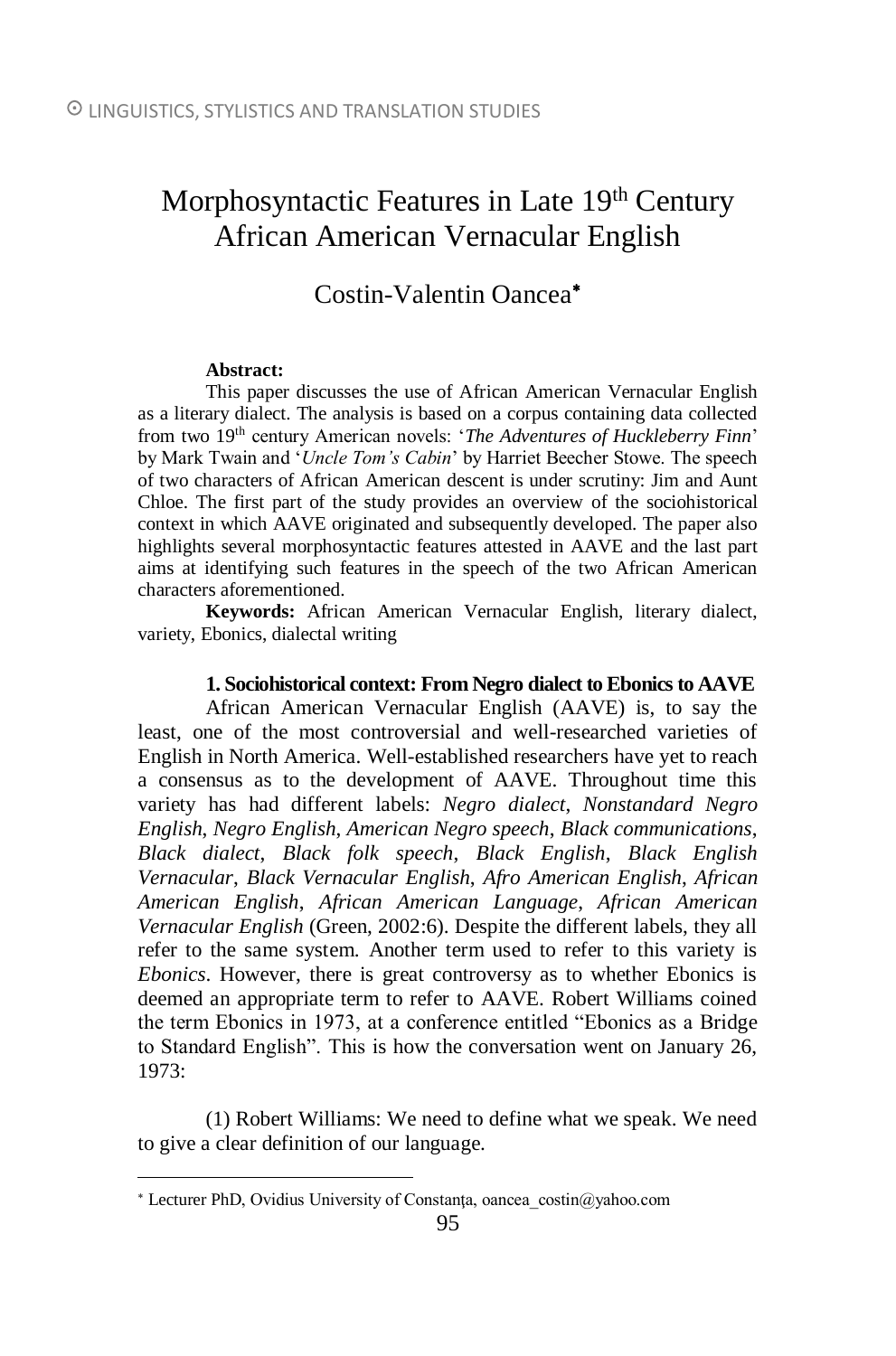# Morphosyntactic Features in Late 19th Century African American Vernacular English

## Costin-Valentin Oancea[*]

**Abstract:**

This paper discusses the use of African American Vernacular English as a literary dialect. The analysis is based on a corpus containing data collected from two 19th century American novels: '*The Adventures of Huckleberry Finn*' by Mark Twain and '*Uncle Tom's Cabin*' by Harriet Beecher Stowe. The speech of two characters of African American descent is under scrutiny: Jim and Aunt Chloe. The first part of the study provides an overview of the sociohistorical context in which AAVE originated and subsequently developed. The paper also highlights several morphosyntactic features attested in AAVE and the last part aims at identifying such features in the speech of the two African American characters aforementioned.

**Keywords:** African American Vernacular English, literary dialect, variety, Ebonics, dialectal writing

### 1. Sociohistorical context: From Negro dialect to Ebonics to AAVE

African American Vernacular English (AAVE) is, to say the least, one of the most controversial and well-researched varieties of English in North America. Well-established researchers have yet to reach a consensus as to the development of AAVE. Throughout time this variety has had different labels: *Negro dialect*, *Nonstandard Negro English*, *Negro English*, *American Negro speech*, *Black communications*, *Black dialect*, *Black folk speech*, *Black English*, *Black English Vernacular*, *Black Vernacular English*, *Afro American English*, *African American English*, *African American Language*, *African American Vernacular English* (Green, 2002:6). Despite the different labels, they all refer to the same system. Another term used to refer to this variety is *Ebonics*. However, there is great controversy as to whether Ebonics is deemed an appropriate term to refer to AAVE. Robert Williams coined the term Ebonics in 1973, at a conference entitled "Ebonics as a Bridge to Standard English". This is how the conversation went on January 26, 1973:

(1) Robert Williams: We need to define what we speak. We need to give a clear definition of our language.

---

[*] Lecturer PhD, Ovidius University of Constanța, oancea_costin@yahoo.com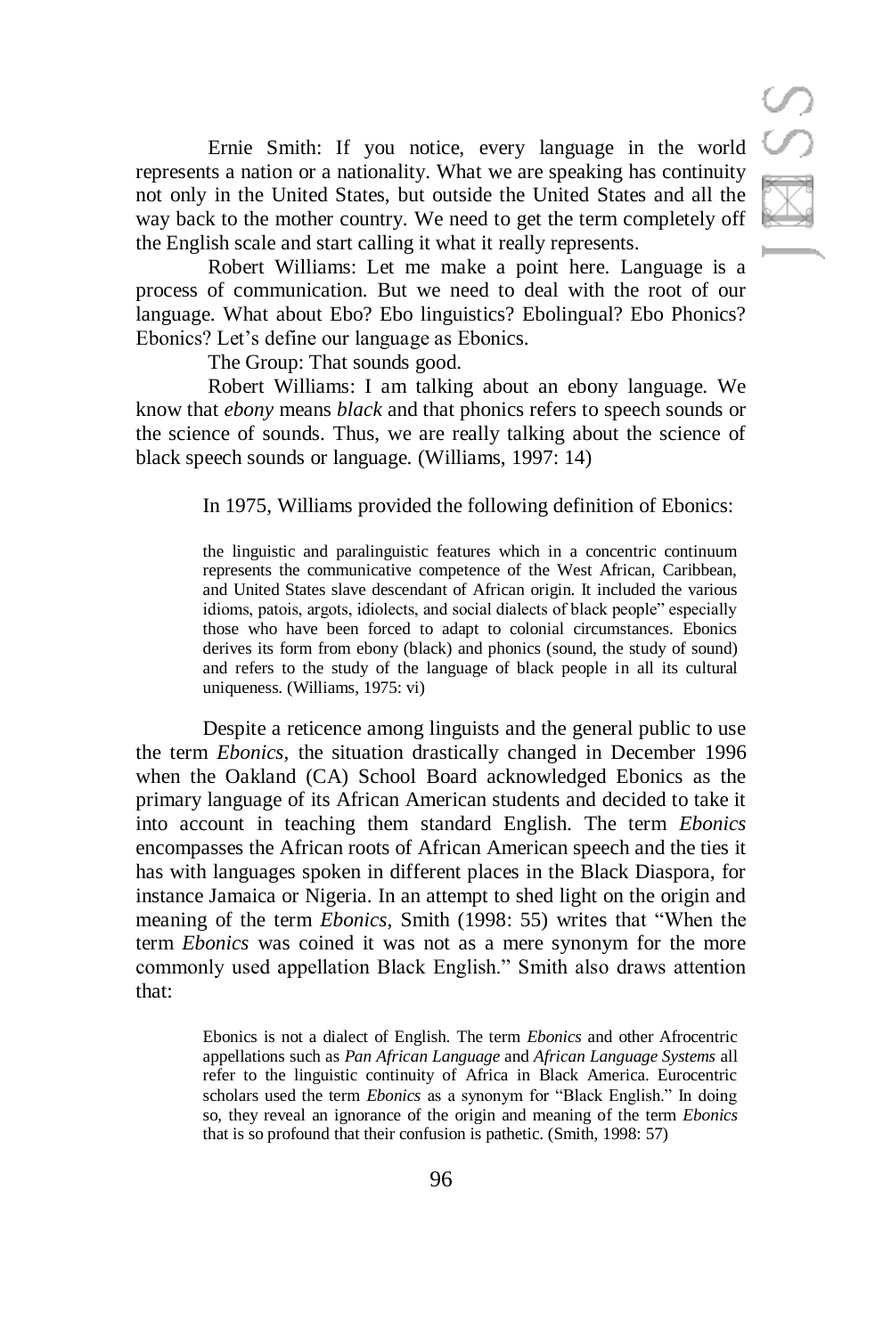Ernie Smith: If you notice, every language in the world represents a nation or a nationality. What we are speaking has continuity not only in the United States, but outside the United States and all the way back to the mother country. We need to get the term completely off the English scale and start calling it what it really represents.

Robert Williams: Let me make a point here. Language is a process of communication. But we need to deal with the root of our language. What about Ebo? Ebo linguistics? Ebolingual? Ebo Phonics? Ebonics? Let's define our language as Ebonics.

The Group: That sounds good.

Robert Williams: I am talking about an ebony language. We know that *ebony* means *black* and that phonics refers to speech sounds or the science of sounds. Thus, we are really talking about the science of black speech sounds or language. (Williams, 1997: 14)

In 1975, Williams provided the following definition of Ebonics:

> the linguistic and paralinguistic features which in a concentric continuum represents the communicative competence of the West African, Caribbean, and United States slave descendant of African origin. It included the various idioms, patois, argots, idiolects, and social dialects of black people" especially those who have been forced to adapt to colonial circumstances. Ebonics derives its form from ebony (black) and phonics (sound, the study of sound) and refers to the study of the language of black people in all its cultural uniqueness. (Williams, 1975: vi)

Despite a reticence among linguists and the general public to use the term *Ebonics*, the situation drastically changed in December 1996 when the Oakland (CA) School Board acknowledged Ebonics as the primary language of its African American students and decided to take it into account in teaching them standard English. The term *Ebonics* encompasses the African roots of African American speech and the ties it has with languages spoken in different places in the Black Diaspora, for instance Jamaica or Nigeria. In an attempt to shed light on the origin and meaning of the term *Ebonics*, Smith (1998: 55) writes that "When the term *Ebonics* was coined it was not as a mere synonym for the more commonly used appellation Black English." Smith also draws attention that:

> Ebonics is not a dialect of English. The term *Ebonics* and other Afrocentric appellations such as *Pan African Language* and *African Language Systems* all refer to the linguistic continuity of Africa in Black America. Eurocentric scholars used the term *Ebonics* as a synonym for "Black English." In doing so, they reveal an ignorance of the origin and meaning of the term *Ebonics* that is so profound that their confusion is pathetic. (Smith, 1998: 57)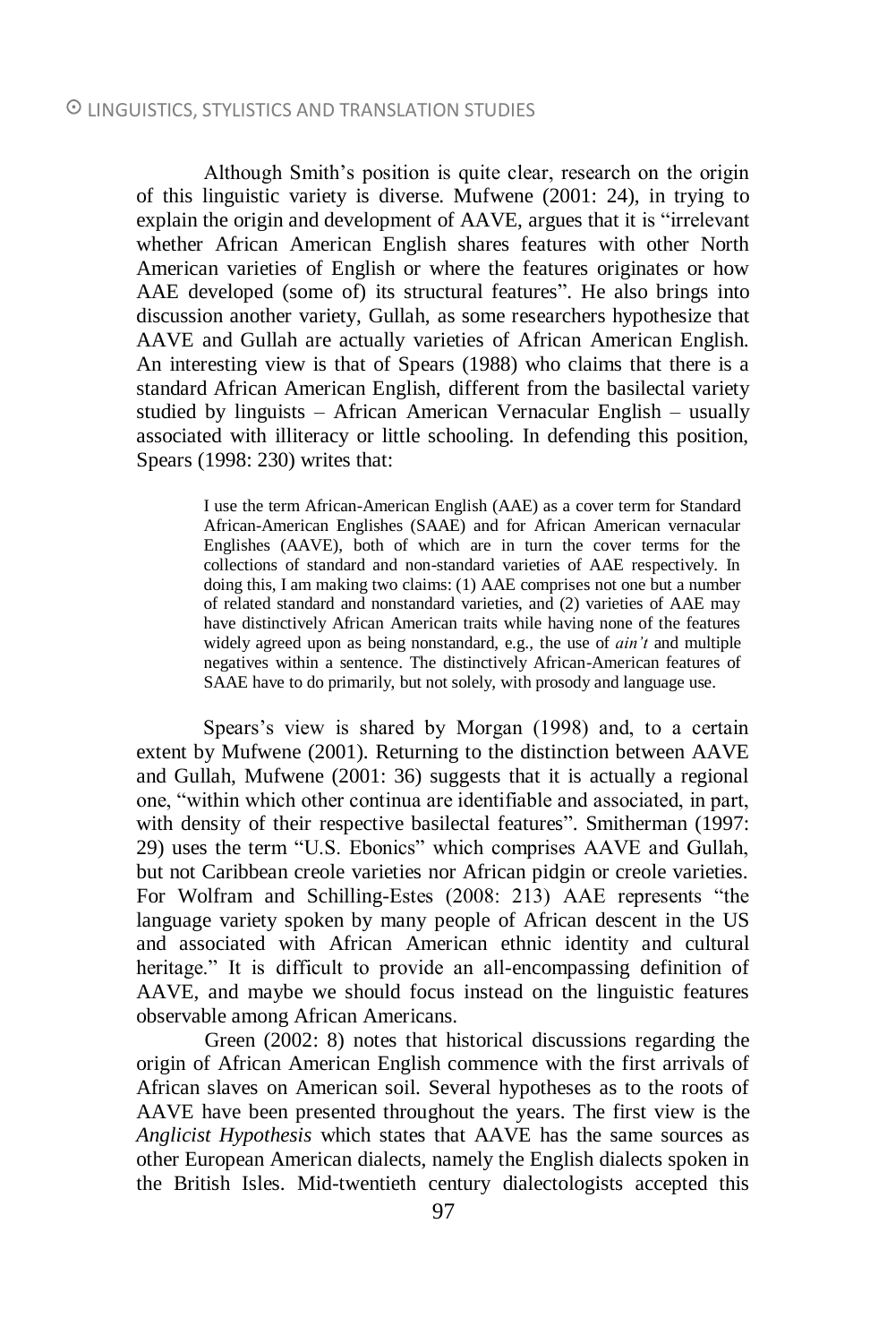Although Smith's position is quite clear, research on the origin of this linguistic variety is diverse. Mufwene (2001: 24), in trying to explain the origin and development of AAVE, argues that it is "irrelevant whether African American English shares features with other North American varieties of English or where the features originates or how AAE developed (some of) its structural features". He also brings into discussion another variety, Gullah, as some researchers hypothesize that AAVE and Gullah are actually varieties of African American English. An interesting view is that of Spears (1988) who claims that there is a standard African American English, different from the basilectal variety studied by linguists – African American Vernacular English – usually associated with illiteracy or little schooling. In defending this position, Spears (1998: 230) writes that:

> I use the term African-American English (AAE) as a cover term for Standard African-American Englishes (SAAE) and for African American vernacular Englishes (AAVE), both of which are in turn the cover terms for the collections of standard and non-standard varieties of AAE respectively. In doing this, I am making two claims: (1) AAE comprises not one but a number of related standard and nonstandard varieties, and (2) varieties of AAE may have distinctively African American traits while having none of the features widely agreed upon as being nonstandard, e.g., the use of *ain't* and multiple negatives within a sentence. The distinctively African-American features of SAAE have to do primarily, but not solely, with prosody and language use.

Spears's view is shared by Morgan (1998) and, to a certain extent by Mufwene (2001). Returning to the distinction between AAVE and Gullah, Mufwene (2001: 36) suggests that it is actually a regional one, "within which other continua are identifiable and associated, in part, with density of their respective basilectal features". Smitherman (1997: 29) uses the term "U.S. Ebonics" which comprises AAVE and Gullah, but not Caribbean creole varieties nor African pidgin or creole varieties. For Wolfram and Schilling-Estes (2008: 213) AAE represents "the language variety spoken by many people of African descent in the US and associated with African American ethnic identity and cultural heritage." It is difficult to provide an all-encompassing definition of AAVE, and maybe we should focus instead on the linguistic features observable among African Americans.

Green (2002: 8) notes that historical discussions regarding the origin of African American English commence with the first arrivals of African slaves on American soil. Several hypotheses as to the roots of AAVE have been presented throughout the years. The first view is the *Anglicist Hypothesis* which states that AAVE has the same sources as other European American dialects, namely the English dialects spoken in the British Isles. Mid-twentieth century dialectologists accepted this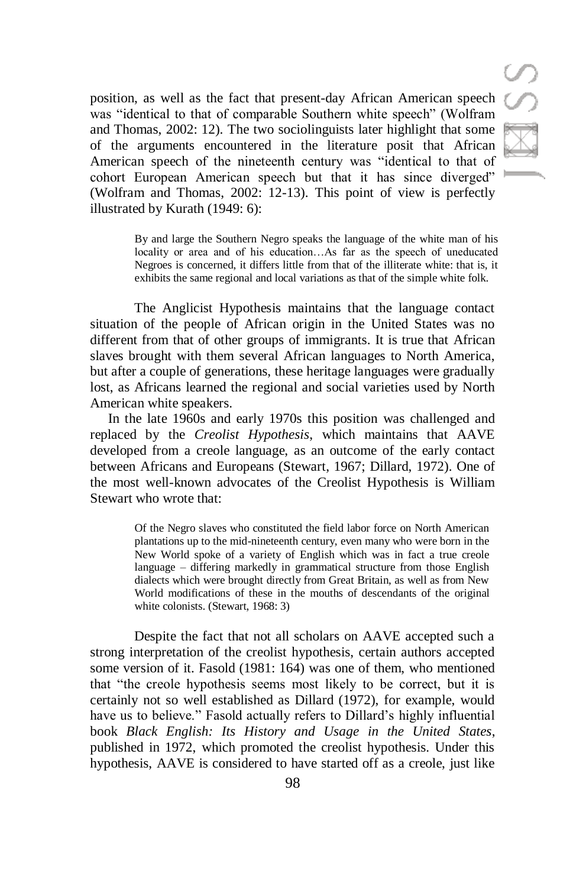position, as well as the fact that present-day African American speech was "identical to that of comparable Southern white speech" (Wolfram and Thomas, 2002: 12). The two sociolinguists later highlight that some of the arguments encountered in the literature posit that African American speech of the nineteenth century was "identical to that of cohort European American speech but that it has since diverged" (Wolfram and Thomas, 2002: 12-13). This point of view is perfectly illustrated by Kurath (1949: 6):

> By and large the Southern Negro speaks the language of the white man of his locality or area and of his education…As far as the speech of uneducated Negroes is concerned, it differs little from that of the illiterate white: that is, it exhibits the same regional and local variations as that of the simple white folk.

The Anglicist Hypothesis maintains that the language contact situation of the people of African origin in the United States was no different from that of other groups of immigrants. It is true that African slaves brought with them several African languages to North America, but after a couple of generations, these heritage languages were gradually lost, as Africans learned the regional and social varieties used by North American white speakers.

In the late 1960s and early 1970s this position was challenged and replaced by the *Creolist Hypothesis*, which maintains that AAVE developed from a creole language, as an outcome of the early contact between Africans and Europeans (Stewart, 1967; Dillard, 1972). One of the most well-known advocates of the Creolist Hypothesis is William Stewart who wrote that:

> Of the Negro slaves who constituted the field labor force on North American plantations up to the mid-nineteenth century, even many who were born in the New World spoke of a variety of English which was in fact a true creole language – differing markedly in grammatical structure from those English dialects which were brought directly from Great Britain, as well as from New World modifications of these in the mouths of descendants of the original white colonists. (Stewart, 1968: 3)

Despite the fact that not all scholars on AAVE accepted such a strong interpretation of the creolist hypothesis, certain authors accepted some version of it. Fasold (1981: 164) was one of them, who mentioned that "the creole hypothesis seems most likely to be correct, but it is certainly not so well established as Dillard (1972), for example, would have us to believe." Fasold actually refers to Dillard's highly influential book *Black English: Its History and Usage in the United States*, published in 1972, which promoted the creolist hypothesis. Under this hypothesis, AAVE is considered to have started off as a creole, just like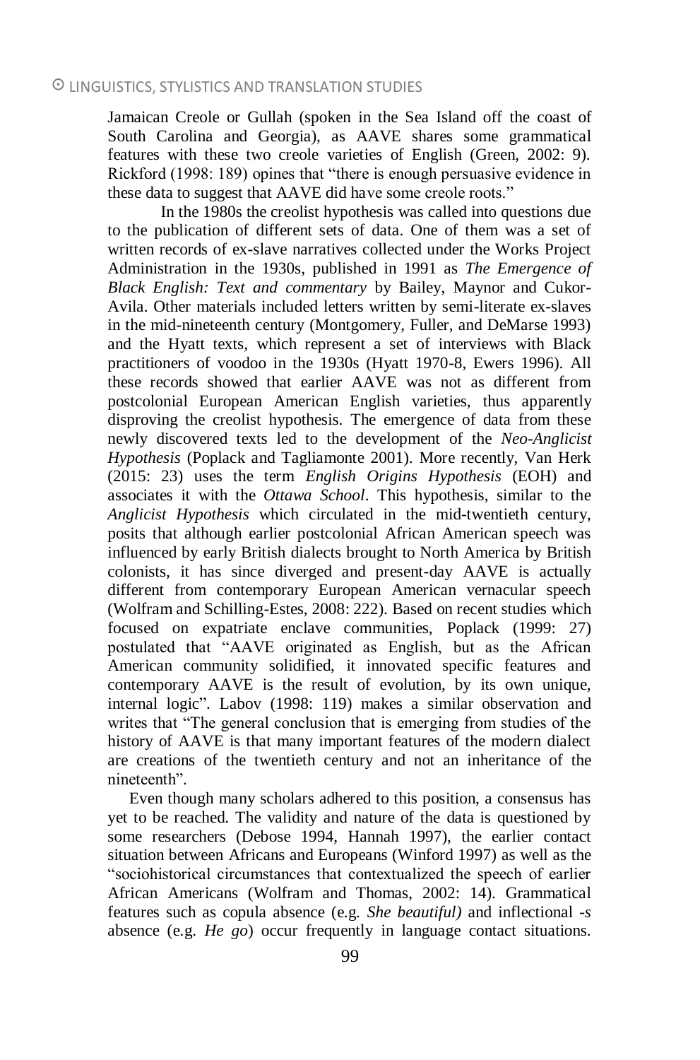Jamaican Creole or Gullah (spoken in the Sea Island off the coast of South Carolina and Georgia), as AAVE shares some grammatical features with these two creole varieties of English (Green, 2002: 9). Rickford (1998: 189) opines that "there is enough persuasive evidence in these data to suggest that AAVE did have some creole roots."

In the 1980s the creolist hypothesis was called into questions due to the publication of different sets of data. One of them was a set of written records of ex-slave narratives collected under the Works Project Administration in the 1930s, published in 1991 as *The Emergence of Black English: Text and commentary* by Bailey, Maynor and Cukor-Avila. Other materials included letters written by semi-literate ex-slaves in the mid-nineteenth century (Montgomery, Fuller, and DeMarse 1993) and the Hyatt texts, which represent a set of interviews with Black practitioners of voodoo in the 1930s (Hyatt 1970-8, Ewers 1996). All these records showed that earlier AAVE was not as different from postcolonial European American English varieties, thus apparently disproving the creolist hypothesis. The emergence of data from these newly discovered texts led to the development of the *Neo-Anglicist Hypothesis* (Poplack and Tagliamonte 2001). More recently, Van Herk (2015: 23) uses the term *English Origins Hypothesis* (EOH) and associates it with the *Ottawa School*. This hypothesis, similar to the *Anglicist Hypothesis* which circulated in the mid-twentieth century, posits that although earlier postcolonial African American speech was influenced by early British dialects brought to North America by British colonists, it has since diverged and present-day AAVE is actually different from contemporary European American vernacular speech (Wolfram and Schilling-Estes, 2008: 222). Based on recent studies which focused on expatriate enclave communities, Poplack (1999: 27) postulated that "AAVE originated as English, but as the African American community solidified, it innovated specific features and contemporary AAVE is the result of evolution, by its own unique, internal logic". Labov (1998: 119) makes a similar observation and writes that "The general conclusion that is emerging from studies of the history of AAVE is that many important features of the modern dialect are creations of the twentieth century and not an inheritance of the nineteenth".

Even though many scholars adhered to this position, a consensus has yet to be reached. The validity and nature of the data is questioned by some researchers (Debose 1994, Hannah 1997), the earlier contact situation between Africans and Europeans (Winford 1997) as well as the "sociohistorical circumstances that contextualized the speech of earlier African Americans (Wolfram and Thomas, 2002: 14). Grammatical features such as copula absence (e.g. *She beautiful)* and inflectional *-s* absence (e.g. *He go*) occur frequently in language contact situations.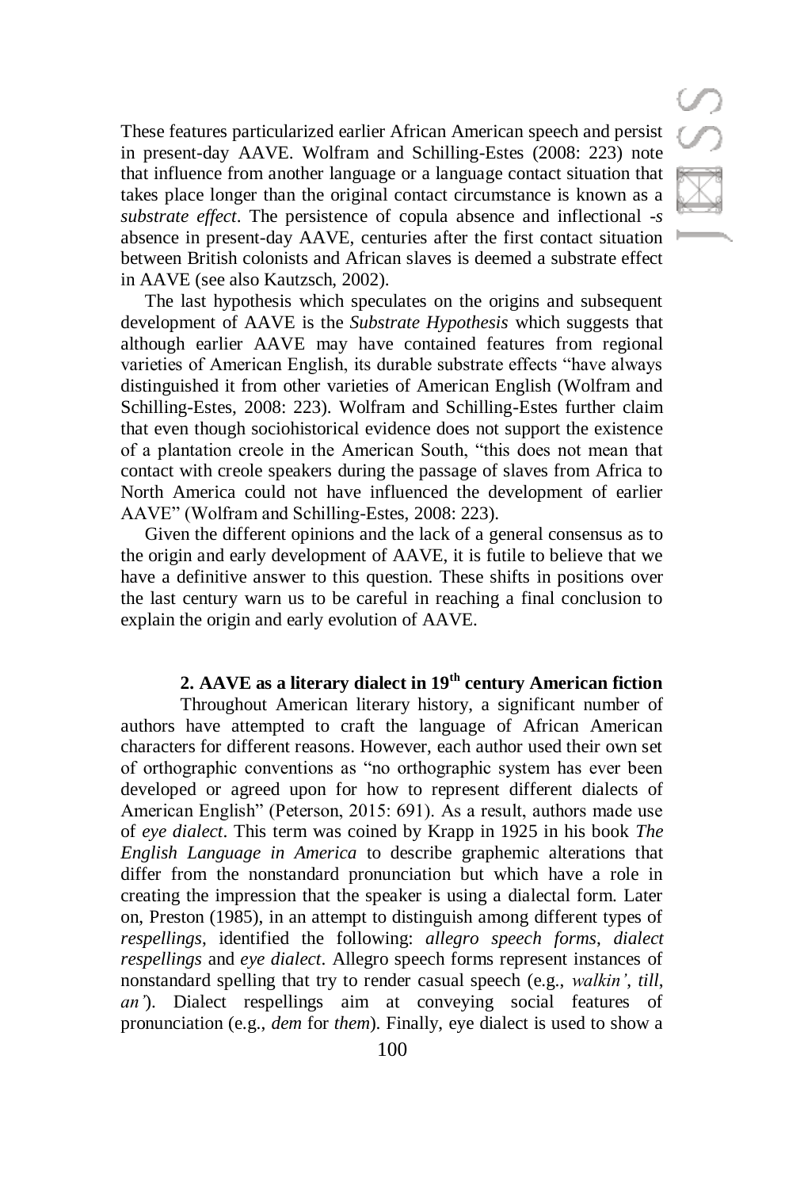These features particularized earlier African American speech and persist in present-day AAVE. Wolfram and Schilling-Estes (2008: 223) note that influence from another language or a language contact situation that takes place longer than the original contact circumstance is known as a *substrate effect*. The persistence of copula absence and inflectional *-s* absence in present-day AAVE, centuries after the first contact situation between British colonists and African slaves is deemed a substrate effect in AAVE (see also Kautzsch, 2002).

The last hypothesis which speculates on the origins and subsequent development of AAVE is the *Substrate Hypothesis* which suggests that although earlier AAVE may have contained features from regional varieties of American English, its durable substrate effects "have always distinguished it from other varieties of American English (Wolfram and Schilling-Estes, 2008: 223). Wolfram and Schilling-Estes further claim that even though sociohistorical evidence does not support the existence of a plantation creole in the American South, "this does not mean that contact with creole speakers during the passage of slaves from Africa to North America could not have influenced the development of earlier AAVE" (Wolfram and Schilling-Estes, 2008: 223).

Given the different opinions and the lack of a general consensus as to the origin and early development of AAVE, it is futile to believe that we have a definitive answer to this question. These shifts in positions over the last century warn us to be careful in reaching a final conclusion to explain the origin and early evolution of AAVE.

## 2. AAVE as a literary dialect in 19th century American fiction

Throughout American literary history, a significant number of authors have attempted to craft the language of African American characters for different reasons. However, each author used their own set of orthographic conventions as "no orthographic system has ever been developed or agreed upon for how to represent different dialects of American English" (Peterson, 2015: 691). As a result, authors made use of *eye dialect*. This term was coined by Krapp in 1925 in his book *The English Language in America* to describe graphemic alterations that differ from the nonstandard pronunciation but which have a role in creating the impression that the speaker is using a dialectal form. Later on, Preston (1985), in an attempt to distinguish among different types of *respellings*, identified the following: *allegro speech forms*, *dialect respellings* and *eye dialect*. Allegro speech forms represent instances of nonstandard spelling that try to render casual speech (e.g., *walkin'*, *till*, *an'*). Dialect respellings aim at conveying social features of pronunciation (e.g., *dem* for *them*). Finally, eye dialect is used to show a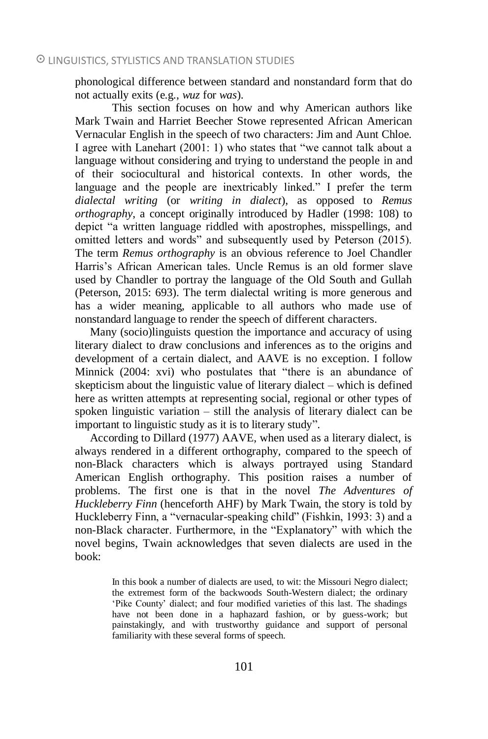phonological difference between standard and nonstandard form that do not actually exits (e.g., *wuz* for *was*).

This section focuses on how and why American authors like Mark Twain and Harriet Beecher Stowe represented African American Vernacular English in the speech of two characters: Jim and Aunt Chloe. I agree with Lanehart (2001: 1) who states that "we cannot talk about a language without considering and trying to understand the people in and of their sociocultural and historical contexts. In other words, the language and the people are inextricably linked." I prefer the term *dialectal writing* (or *writing in dialect*), as opposed to *Remus orthography*, a concept originally introduced by Hadler (1998: 108) to depict "a written language riddled with apostrophes, misspellings, and omitted letters and words" and subsequently used by Peterson (2015). The term *Remus orthography* is an obvious reference to Joel Chandler Harris's African American tales. Uncle Remus is an old former slave used by Chandler to portray the language of the Old South and Gullah (Peterson, 2015: 693). The term dialectal writing is more generous and has a wider meaning, applicable to all authors who made use of nonstandard language to render the speech of different characters.

Many (socio)linguists question the importance and accuracy of using literary dialect to draw conclusions and inferences as to the origins and development of a certain dialect, and AAVE is no exception. I follow Minnick (2004: xvi) who postulates that "there is an abundance of skepticism about the linguistic value of literary dialect – which is defined here as written attempts at representing social, regional or other types of spoken linguistic variation – still the analysis of literary dialect can be important to linguistic study as it is to literary study".

According to Dillard (1977) AAVE, when used as a literary dialect, is always rendered in a different orthography, compared to the speech of non-Black characters which is always portrayed using Standard American English orthography. This position raises a number of problems. The first one is that in the novel *The Adventures of Huckleberry Finn* (henceforth AHF) by Mark Twain, the story is told by Huckleberry Finn, a "vernacular-speaking child" (Fishkin, 1993: 3) and a non-Black character. Furthermore, in the "Explanatory" with which the novel begins, Twain acknowledges that seven dialects are used in the book:

> In this book a number of dialects are used, to wit: the Missouri Negro dialect; the extremest form of the backwoods South-Western dialect; the ordinary 'Pike County' dialect; and four modified varieties of this last. The shadings have not been done in a haphazard fashion, or by guess-work; but painstakingly, and with trustworthy guidance and support of personal familiarity with these several forms of speech.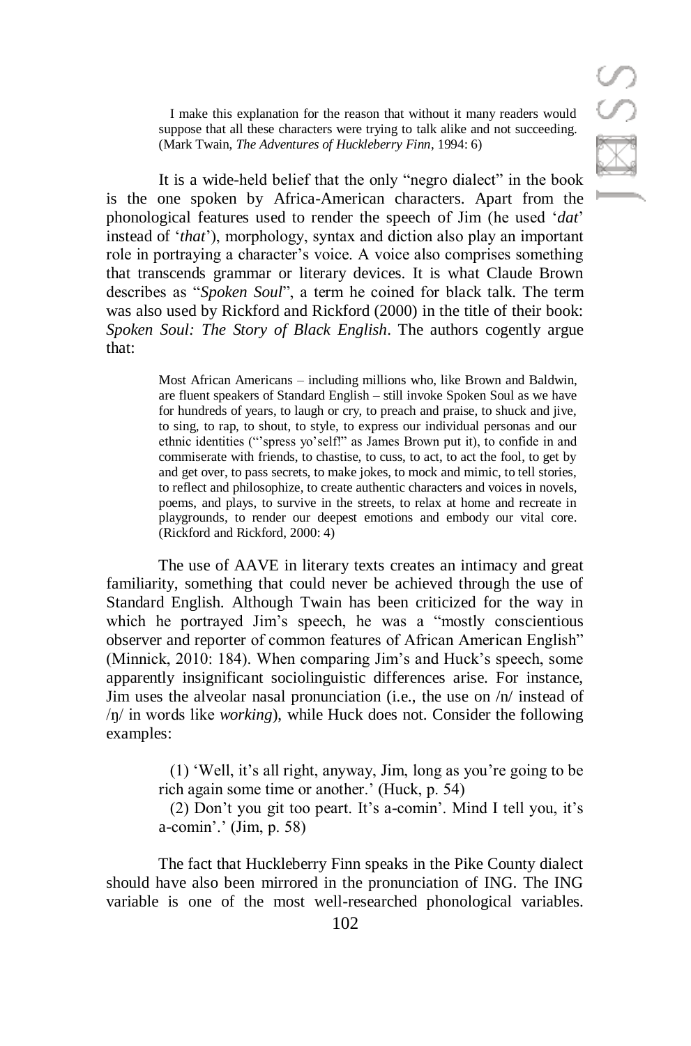I make this explanation for the reason that without it many readers would suppose that all these characters were trying to talk alike and not succeeding. (Mark Twain, *The Adventures of Huckleberry Finn*, 1994: 6)

It is a wide-held belief that the only "negro dialect" in the book is the one spoken by Africa-American characters. Apart from the phonological features used to render the speech of Jim (he used '*dat*' instead of '*that*'), morphology, syntax and diction also play an important role in portraying a character's voice. A voice also comprises something that transcends grammar or literary devices. It is what Claude Brown describes as "*Spoken Soul*", a term he coined for black talk. The term was also used by Rickford and Rickford (2000) in the title of their book: *Spoken Soul: The Story of Black English*. The authors cogently argue that:

> Most African Americans – including millions who, like Brown and Baldwin, are fluent speakers of Standard English – still invoke Spoken Soul as we have for hundreds of years, to laugh or cry, to preach and praise, to shuck and jive, to sing, to rap, to shout, to style, to express our individual personas and our ethnic identities ("'spress yo'self!" as James Brown put it), to confide in and commiserate with friends, to chastise, to cuss, to act, to act the fool, to get by and get over, to pass secrets, to make jokes, to mock and mimic, to tell stories, to reflect and philosophize, to create authentic characters and voices in novels, poems, and plays, to survive in the streets, to relax at home and recreate in playgrounds, to render our deepest emotions and embody our vital core. (Rickford and Rickford, 2000: 4)

The use of AAVE in literary texts creates an intimacy and great familiarity, something that could never be achieved through the use of Standard English. Although Twain has been criticized for the way in which he portrayed Jim's speech, he was a "mostly conscientious observer and reporter of common features of African American English" (Minnick, 2010: 184). When comparing Jim's and Huck's speech, some apparently insignificant sociolinguistic differences arise. For instance, Jim uses the alveolar nasal pronunciation (i.e., the use on /n/ instead of /ŋ/ in words like *working*), while Huck does not. Consider the following examples:

> (1) 'Well, it's all right, anyway, Jim, long as you're going to be rich again some time or another.' (Huck, p. 54)
>
> (2) Don't you git too peart. It's a-comin'. Mind I tell you, it's a-comin'.' (Jim, p. 58)

The fact that Huckleberry Finn speaks in the Pike County dialect should have also been mirrored in the pronunciation of ING. The ING variable is one of the most well-researched phonological variables.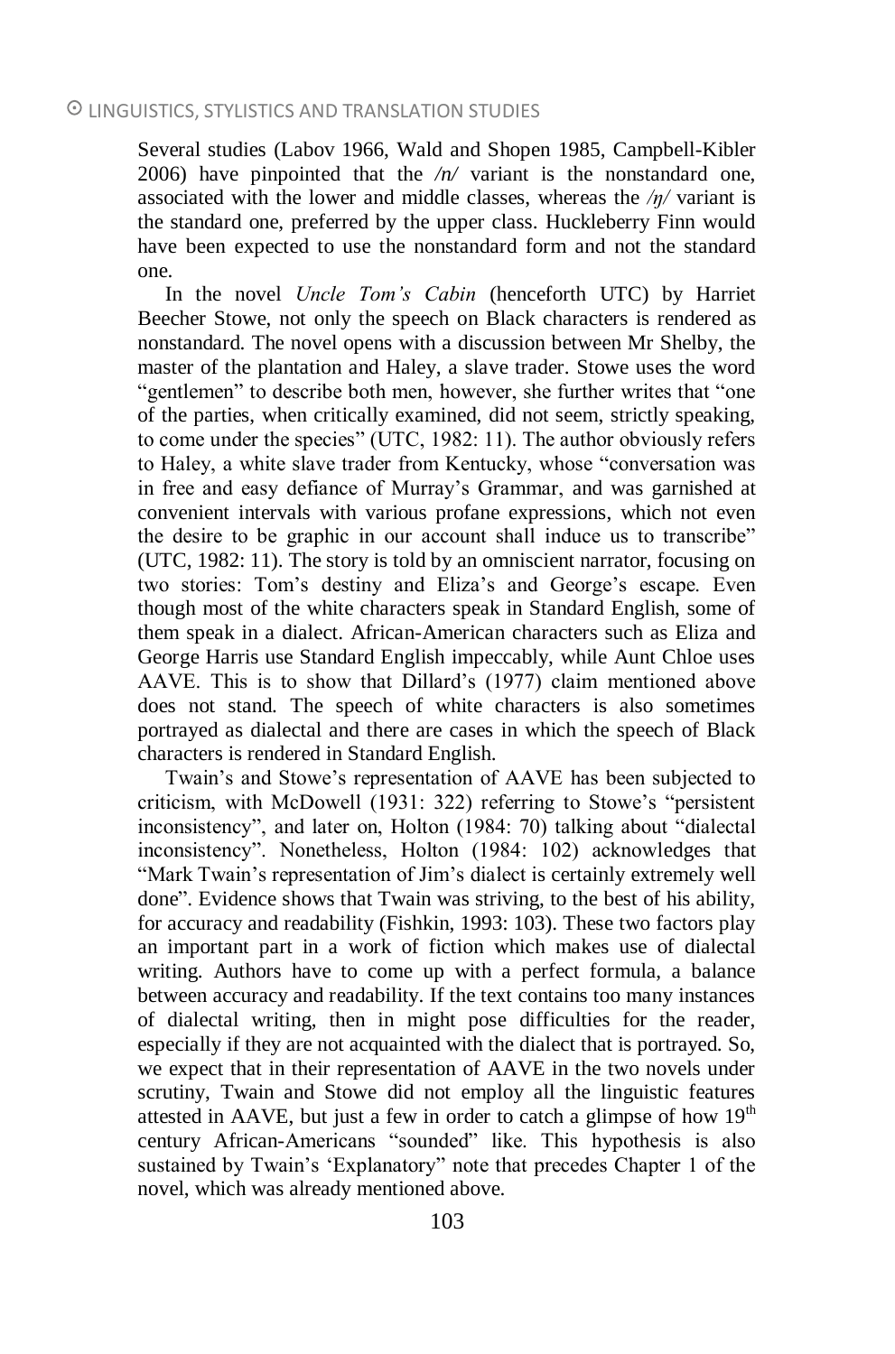Several studies (Labov 1966, Wald and Shopen 1985, Campbell-Kibler 2006) have pinpointed that the */n/* variant is the nonstandard one, associated with the lower and middle classes, whereas the */ŋ/* variant is the standard one, preferred by the upper class. Huckleberry Finn would have been expected to use the nonstandard form and not the standard one.

In the novel *Uncle Tom's Cabin* (henceforth UTC) by Harriet Beecher Stowe, not only the speech on Black characters is rendered as nonstandard. The novel opens with a discussion between Mr Shelby, the master of the plantation and Haley, a slave trader. Stowe uses the word "gentlemen" to describe both men, however, she further writes that "one of the parties, when critically examined, did not seem, strictly speaking, to come under the species" (UTC, 1982: 11). The author obviously refers to Haley, a white slave trader from Kentucky, whose "conversation was in free and easy defiance of Murray's Grammar, and was garnished at convenient intervals with various profane expressions, which not even the desire to be graphic in our account shall induce us to transcribe" (UTC, 1982: 11). The story is told by an omniscient narrator, focusing on two stories: Tom's destiny and Eliza's and George's escape. Even though most of the white characters speak in Standard English, some of them speak in a dialect. African-American characters such as Eliza and George Harris use Standard English impeccably, while Aunt Chloe uses AAVE. This is to show that Dillard's (1977) claim mentioned above does not stand. The speech of white characters is also sometimes portrayed as dialectal and there are cases in which the speech of Black characters is rendered in Standard English.

Twain's and Stowe's representation of AAVE has been subjected to criticism, with McDowell (1931: 322) referring to Stowe's "persistent inconsistency", and later on, Holton (1984: 70) talking about "dialectal inconsistency". Nonetheless, Holton (1984: 102) acknowledges that "Mark Twain's representation of Jim's dialect is certainly extremely well done". Evidence shows that Twain was striving, to the best of his ability, for accuracy and readability (Fishkin, 1993: 103). These two factors play an important part in a work of fiction which makes use of dialectal writing. Authors have to come up with a perfect formula, a balance between accuracy and readability. If the text contains too many instances of dialectal writing, then in might pose difficulties for the reader, especially if they are not acquainted with the dialect that is portrayed. So, we expect that in their representation of AAVE in the two novels under scrutiny, Twain and Stowe did not employ all the linguistic features attested in AAVE, but just a few in order to catch a glimpse of how 19th century African-Americans "sounded" like. This hypothesis is also sustained by Twain's 'Explanatory" note that precedes Chapter 1 of the novel, which was already mentioned above.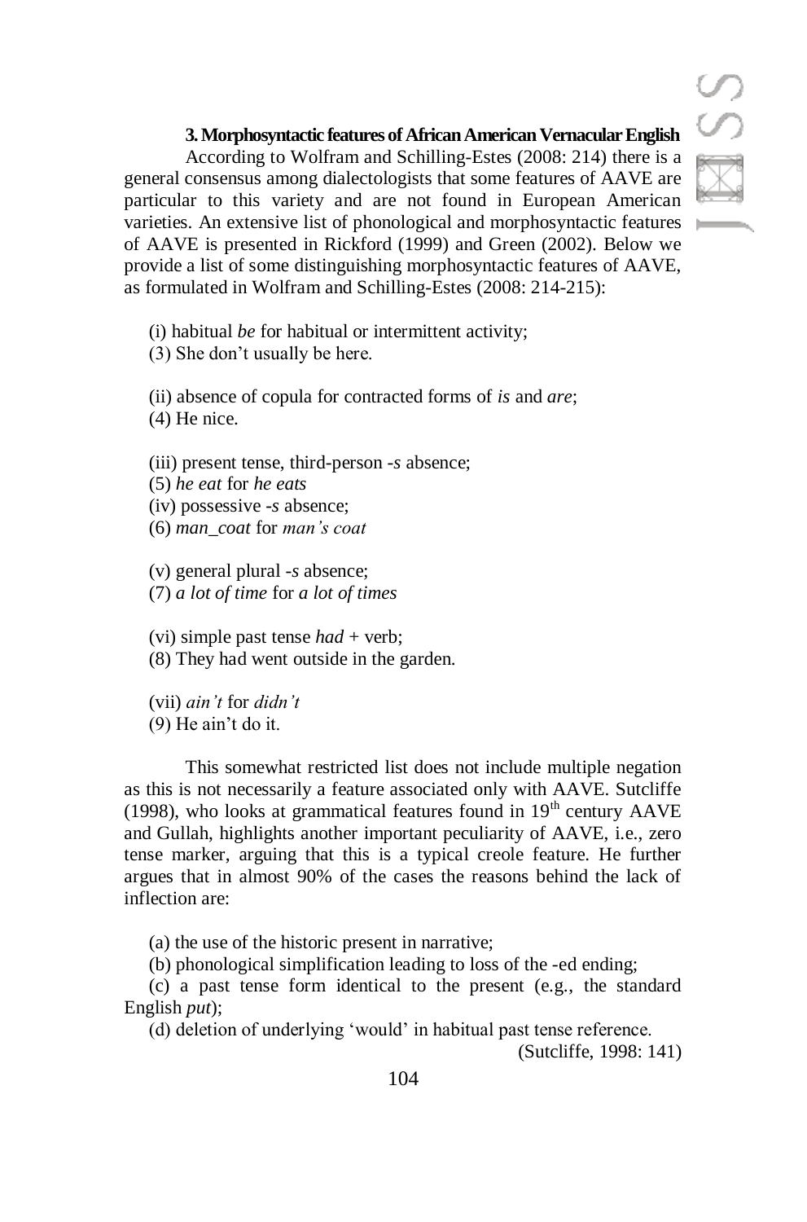### 3. Morphosyntactic features of African American Vernacular English

According to Wolfram and Schilling-Estes (2008: 214) there is a general consensus among dialectologists that some features of AAVE are particular to this variety and are not found in European American varieties. An extensive list of phonological and morphosyntactic features of AAVE is presented in Rickford (1999) and Green (2002). Below we provide a list of some distinguishing morphosyntactic features of AAVE, as formulated in Wolfram and Schilling-Estes (2008: 214-215):

(i) habitual *be* for habitual or intermittent activity;
(3) She don't usually be here.

(ii) absence of copula for contracted forms of *is* and *are*;
(4) He nice.

(iii) present tense, third-person -*s* absence;
(5) *he eat* for *he eats*
(iv) possessive -*s* absence;
(6) *man_coat* for *man's coat*

(v) general plural -*s* absence;
(7) *a lot of time* for *a lot of times*

(vi) simple past tense *had* + verb;
(8) They had went outside in the garden.

(vii) *ain't* for *didn't*
(9) He ain't do it.

This somewhat restricted list does not include multiple negation as this is not necessarily a feature associated only with AAVE. Sutcliffe (1998), who looks at grammatical features found in 19th century AAVE and Gullah, highlights another important peculiarity of AAVE, i.e., zero tense marker, arguing that this is a typical creole feature. He further argues that in almost 90% of the cases the reasons behind the lack of inflection are:

(a) the use of the historic present in narrative;
(b) phonological simplification leading to loss of the -ed ending;
(c) a past tense form identical to the present (e.g., the standard English *put*);
(d) deletion of underlying 'would' in habitual past tense reference.

(Sutcliffe, 1998: 141)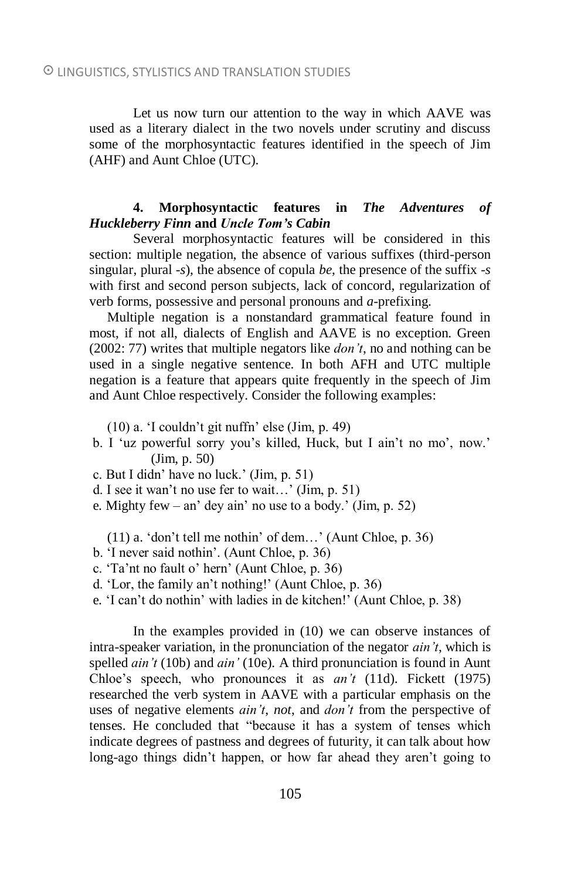Let us now turn our attention to the way in which AAVE was used as a literary dialect in the two novels under scrutiny and discuss some of the morphosyntactic features identified in the speech of Jim (AHF) and Aunt Chloe (UTC).

### 4. Morphosyntactic features in *The Adventures of Huckleberry Finn* and *Uncle Tom's Cabin*

Several morphosyntactic features will be considered in this section: multiple negation, the absence of various suffixes (third-person singular, plural *-s*), the absence of copula *be*, the presence of the suffix *-s* with first and second person subjects, lack of concord, regularization of verb forms, possessive and personal pronouns and *a*-prefixing.

Multiple negation is a nonstandard grammatical feature found in most, if not all, dialects of English and AAVE is no exception. Green (2002: 77) writes that multiple negators like *don't*, no and nothing can be used in a single negative sentence. In both AFH and UTC multiple negation is a feature that appears quite frequently in the speech of Jim and Aunt Chloe respectively. Consider the following examples:

(10) a. 'I couldn't git nuffn' else (Jim, p. 49)
b. I 'uz powerful sorry you's killed, Huck, but I ain't no mo', now.' (Jim, p. 50)
c. But I didn' have no luck.' (Jim, p. 51)
d. I see it wan't no use fer to wait…' (Jim, p. 51)
e. Mighty few – an' dey ain' no use to a body.' (Jim, p. 52)

(11) a. 'don't tell me nothin' of dem…' (Aunt Chloe, p. 36)
b. 'I never said nothin'. (Aunt Chloe, p. 36)
c. 'Ta'nt no fault o' hern' (Aunt Chloe, p. 36)
d. 'Lor, the family an't nothing!' (Aunt Chloe, p. 36)
e. 'I can't do nothin' with ladies in de kitchen!' (Aunt Chloe, p. 38)

In the examples provided in (10) we can observe instances of intra-speaker variation, in the pronunciation of the negator *ain't*, which is spelled *ain't* (10b) and *ain'* (10e). A third pronunciation is found in Aunt Chloe's speech, who pronounces it as *an't* (11d). Fickett (1975) researched the verb system in AAVE with a particular emphasis on the uses of negative elements *ain't*, *not*, and *don't* from the perspective of tenses. He concluded that "because it has a system of tenses which indicate degrees of pastness and degrees of futurity, it can talk about how long-ago things didn't happen, or how far ahead they aren't going to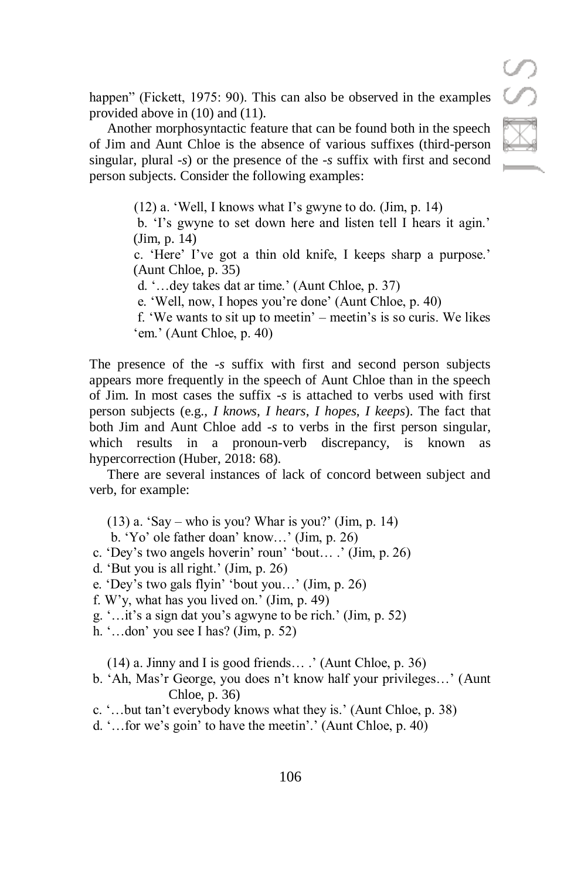happen" (Fickett, 1975: 90). This can also be observed in the examples provided above in (10) and (11).

Another morphosyntactic feature that can be found both in the speech of Jim and Aunt Chloe is the absence of various suffixes (third-person singular, plural *-s*) or the presence of the *-s* suffix with first and second person subjects. Consider the following examples:

> (12) a. 'Well, I knows what I's gwyne to do. (Jim, p. 14)
> b. 'I's gwyne to set down here and listen tell I hears it agin.' (Jim, p. 14)
> c. 'Here' I've got a thin old knife, I keeps sharp a purpose.' (Aunt Chloe, p. 35)
> d. '…dey takes dat ar time.' (Aunt Chloe, p. 37)
> e. 'Well, now, I hopes you're done' (Aunt Chloe, p. 40)
> f. 'We wants to sit up to meetin' – meetin's is so curis. We likes 'em.' (Aunt Chloe, p. 40)

The presence of the *-s* suffix with first and second person subjects appears more frequently in the speech of Aunt Chloe than in the speech of Jim. In most cases the suffix *-s* is attached to verbs used with first person subjects (e.g., *I knows*, *I hears*, *I hopes*, *I keeps*). The fact that both Jim and Aunt Chloe add *-s* to verbs in the first person singular, which results in a pronoun-verb discrepancy, is known as hypercorrection (Huber, 2018: 68).

There are several instances of lack of concord between subject and verb, for example:

> (13) a. 'Say – who is you? Whar is you?' (Jim, p. 14)
> b. 'Yo' ole father doan' know…' (Jim, p. 26)
> c. 'Dey's two angels hoverin' roun' 'bout… .' (Jim, p. 26)
> d. 'But you is all right.' (Jim, p. 26)
> e. 'Dey's two gals flyin' 'bout you…' (Jim, p. 26)
> f. W'y, what has you lived on.' (Jim, p. 49)
> g. '…it's a sign dat you's agwyne to be rich.' (Jim, p. 52)
> h. '…don' you see I has? (Jim, p. 52)

> (14) a. Jinny and I is good friends… .' (Aunt Chloe, p. 36)
> b. 'Ah, Mas'r George, you does n't know half your privileges…' (Aunt Chloe, p. 36)
> c. '…but tan't everybody knows what they is.' (Aunt Chloe, p. 38)
> d. '…for we's goin' to have the meetin'.' (Aunt Chloe, p. 40)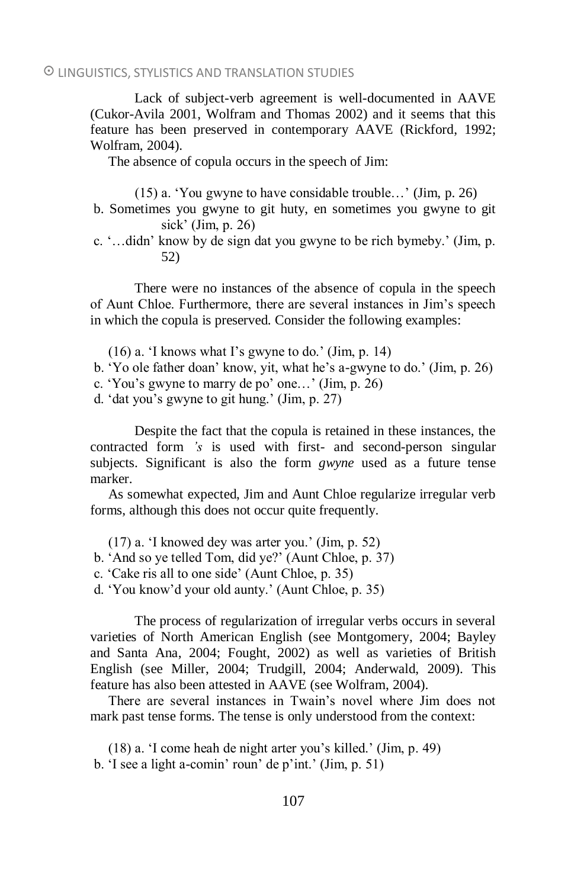Lack of subject-verb agreement is well-documented in AAVE (Cukor-Avila 2001, Wolfram and Thomas 2002) and it seems that this feature has been preserved in contemporary AAVE (Rickford, 1992; Wolfram, 2004).

The absence of copula occurs in the speech of Jim:

(15) a. 'You gwyne to have considable trouble…' (Jim, p. 26)
b. Sometimes you gwyne to git huty, en sometimes you gwyne to git sick' (Jim, p. 26)
c. '…didn' know by de sign dat you gwyne to be rich bymeby.' (Jim, p. 52)

There were no instances of the absence of copula in the speech of Aunt Chloe. Furthermore, there are several instances in Jim's speech in which the copula is preserved. Consider the following examples:

(16) a. 'I knows what I's gwyne to do.' (Jim, p. 14)
b. 'Yo ole father doan' know, yit, what he's a-gwyne to do.' (Jim, p. 26)
c. 'You's gwyne to marry de po' one…' (Jim, p. 26)
d. 'dat you's gwyne to git hung.' (Jim, p. 27)

Despite the fact that the copula is retained in these instances, the contracted form *'s* is used with first- and second-person singular subjects. Significant is also the form *gwyne* used as a future tense marker.

As somewhat expected, Jim and Aunt Chloe regularize irregular verb forms, although this does not occur quite frequently.

(17) a. 'I knowed dey was arter you.' (Jim, p. 52)
b. 'And so ye telled Tom, did ye?' (Aunt Chloe, p. 37)
c. 'Cake ris all to one side' (Aunt Chloe, p. 35)
d. 'You know'd your old aunty.' (Aunt Chloe, p. 35)

The process of regularization of irregular verbs occurs in several varieties of North American English (see Montgomery, 2004; Bayley and Santa Ana, 2004; Fought, 2002) as well as varieties of British English (see Miller, 2004; Trudgill, 2004; Anderwald, 2009). This feature has also been attested in AAVE (see Wolfram, 2004).

There are several instances in Twain's novel where Jim does not mark past tense forms. The tense is only understood from the context:

(18) a. 'I come heah de night arter you's killed.' (Jim, p. 49)
b. 'I see a light a-comin' roun' de p'int.' (Jim, p. 51)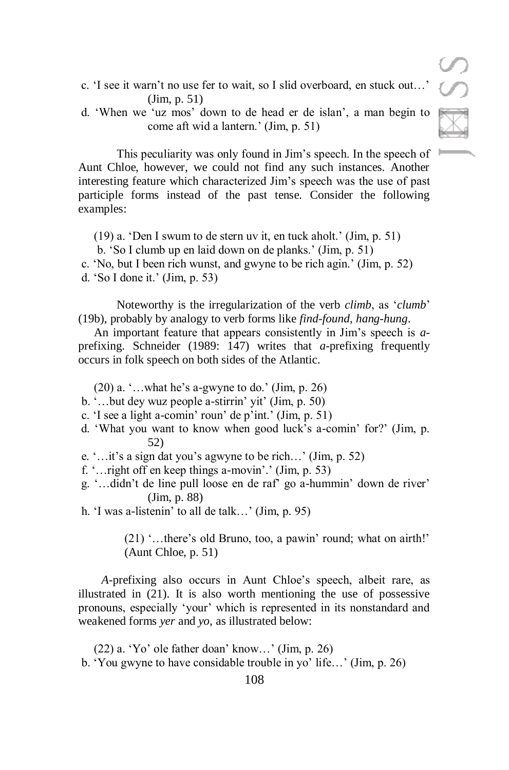c. 'I see it warn't no use fer to wait, so I slid overboard, en stuck out…' (Jim, p. 51)

d. 'When we 'uz mos' down to de head er de islan', a man begin to come aft wid a lantern.' (Jim, p. 51)

This peculiarity was only found in Jim's speech. In the speech of Aunt Chloe, however, we could not find any such instances. Another interesting feature which characterized Jim's speech was the use of past participle forms instead of the past tense. Consider the following examples:

(19) a. 'Den I swum to de stern uv it, en tuck aholt.' (Jim, p. 51)

b. 'So I clumb up en laid down on de planks.' (Jim, p. 51)

c. 'No, but I been rich wunst, and gwyne to be rich agin.' (Jim, p. 52)

d. 'So I done it.' (Jim, p. 53)

Noteworthy is the irregularization of the verb *climb*, as '*clumb*' (19b), probably by analogy to verb forms like *find-found*, *hang-hung*.

An important feature that appears consistently in Jim's speech is *a*-prefixing. Schneider (1989: 147) writes that *a*-prefixing frequently occurs in folk speech on both sides of the Atlantic.

(20) a. '…what he's a-gwyne to do.' (Jim, p. 26)

b. '…but dey wuz people a-stirrin' yit' (Jim, p. 50)

c. 'I see a light a-comin' roun' de p'int.' (Jim, p. 51)

d. 'What you want to know when good luck's a-comin' for?' (Jim, p. 52)

e. '…it's a sign dat you's agwyne to be rich…' (Jim, p. 52)

f. '…right off en keep things a-movin'.' (Jim, p. 53)

g. '…didn't de line pull loose en de raf' go a-hummin' down de river' (Jim, p. 88)

h. 'I was a-listenin' to all de talk…' (Jim, p. 95)

(21) '…there's old Bruno, too, a pawin' round; what on airth!' (Aunt Chloe, p. 51)

*A*-prefixing also occurs in Aunt Chloe's speech, albeit rare, as illustrated in (21). It is also worth mentioning the use of possessive pronouns, especially 'your' which is represented in its nonstandard and weakened forms *yer* and *yo*, as illustrated below:

(22) a. 'Yo' ole father doan' know…' (Jim, p. 26)

b. 'You gwyne to have considable trouble in yo' life…' (Jim, p. 26)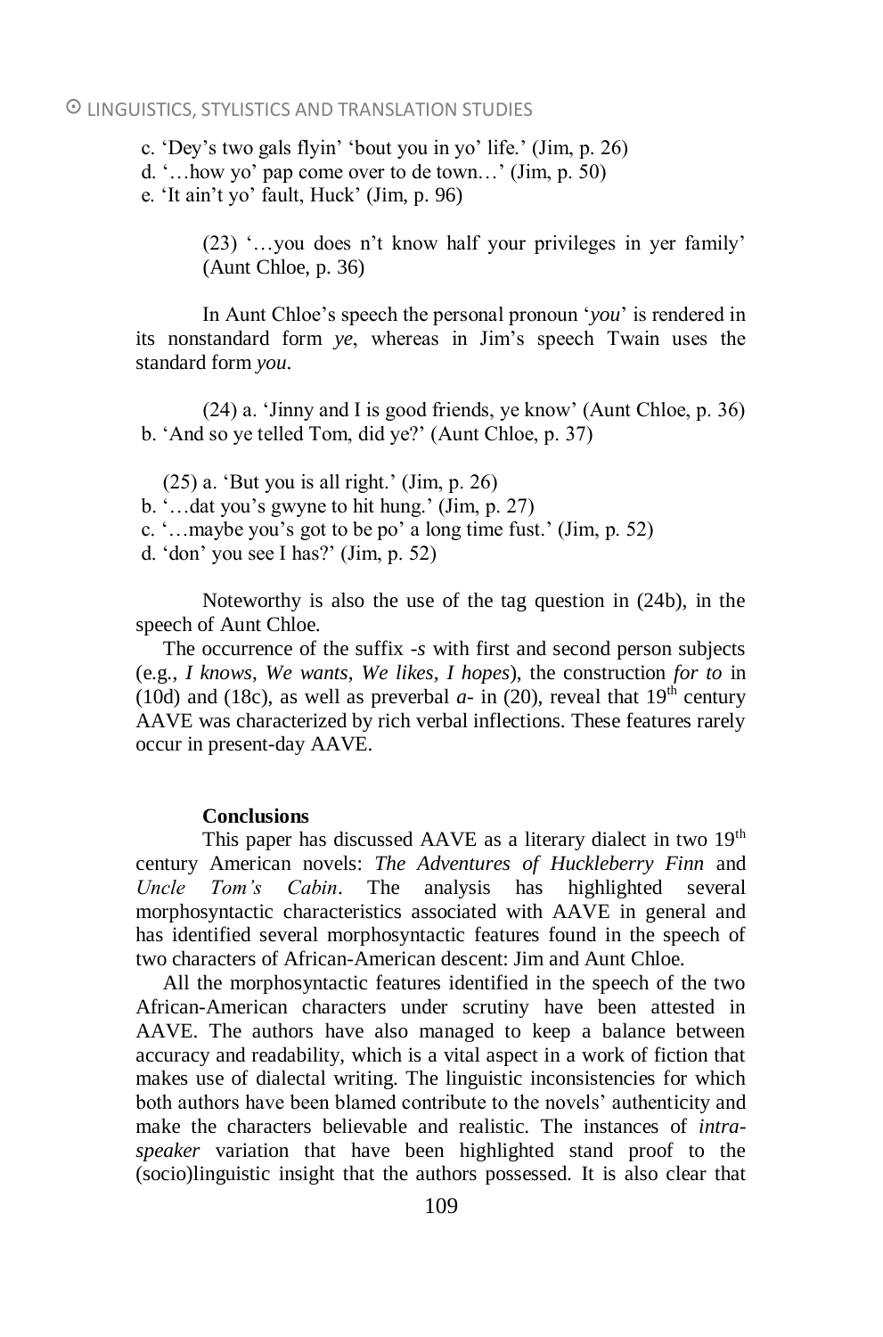c. 'Dey's two gals flyin' 'bout you in yo' life.' (Jim, p. 26)
d. '…how yo' pap come over to de town…' (Jim, p. 50)
e. 'It ain't yo' fault, Huck' (Jim, p. 96)

(23) '…you does n't know half your privileges in yer family' (Aunt Chloe, p. 36)

In Aunt Chloe's speech the personal pronoun '*you*' is rendered in its nonstandard form *ye*, whereas in Jim's speech Twain uses the standard form *you*.

(24) a. 'Jinny and I is good friends, ye know' (Aunt Chloe, p. 36)
b. 'And so ye telled Tom, did ye?' (Aunt Chloe, p. 37)

(25) a. 'But you is all right.' (Jim, p. 26)
b. '…dat you's gwyne to hit hung.' (Jim, p. 27)
c. '…maybe you's got to be po' a long time fust.' (Jim, p. 52)
d. 'don' you see I has?' (Jim, p. 52)

Noteworthy is also the use of the tag question in (24b), in the speech of Aunt Chloe.

The occurrence of the suffix *-s* with first and second person subjects (e.g., *I knows*, *We wants*, *We likes*, *I hopes*), the construction *for to* in (10d) and (18c), as well as preverbal *a-* in (20), reveal that 19th century AAVE was characterized by rich verbal inflections. These features rarely occur in present-day AAVE.

**Conclusions**

This paper has discussed AAVE as a literary dialect in two 19th century American novels: *The Adventures of Huckleberry Finn* and *Uncle Tom's Cabin*. The analysis has highlighted several morphosyntactic characteristics associated with AAVE in general and has identified several morphosyntactic features found in the speech of two characters of African-American descent: Jim and Aunt Chloe.

All the morphosyntactic features identified in the speech of the two African-American characters under scrutiny have been attested in AAVE. The authors have also managed to keep a balance between accuracy and readability, which is a vital aspect in a work of fiction that makes use of dialectal writing. The linguistic inconsistencies for which both authors have been blamed contribute to the novels' authenticity and make the characters believable and realistic. The instances of *intra-speaker* variation that have been highlighted stand proof to the (socio)linguistic insight that the authors possessed. It is also clear that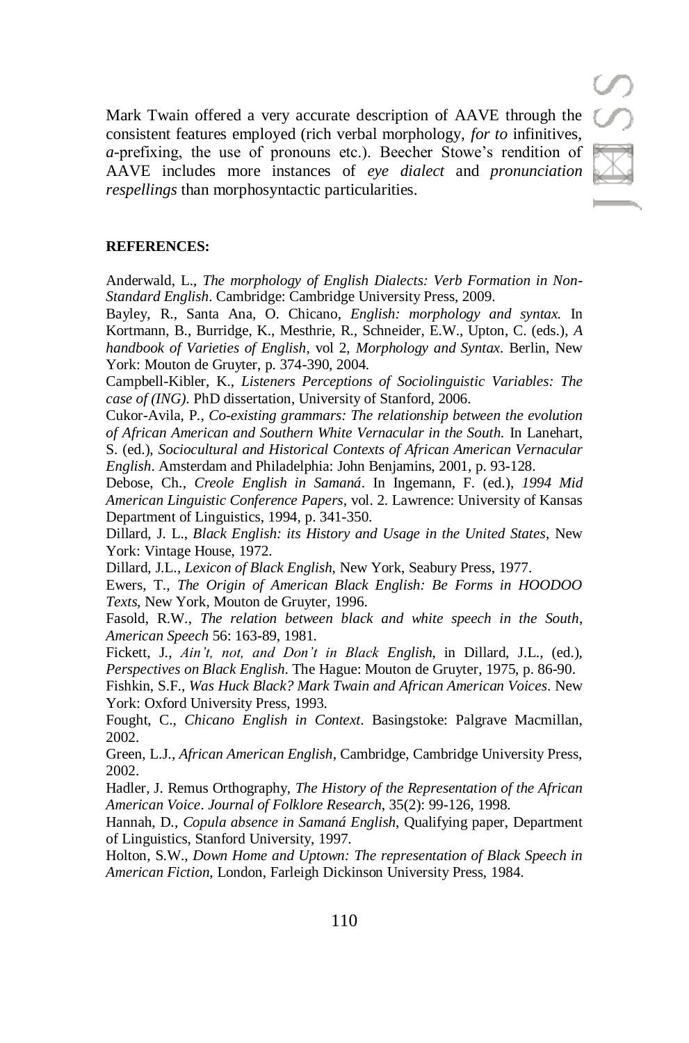Mark Twain offered a very accurate description of AAVE through the consistent features employed (rich verbal morphology, *for to* infinitives, *a*-prefixing, the use of pronouns etc.). Beecher Stowe's rendition of AAVE includes more instances of *eye dialect* and *pronunciation respellings* than morphosyntactic particularities.

**REFERENCES:**

Anderwald, L., *The morphology of English Dialects: Verb Formation in Non-Standard English*. Cambridge: Cambridge University Press, 2009.

Bayley, R., Santa Ana, O. Chicano, *English: morphology and syntax.* In Kortmann, B., Burridge, K., Mesthrie, R., Schneider, E.W., Upton, C. (eds.), *A handbook of Varieties of English*, vol 2, *Morphology and Syntax*. Berlin, New York: Mouton de Gruyter, p. 374-390, 2004.

Campbell-Kibler, K., *Listeners Perceptions of Sociolinguistic Variables: The case of (ING)*. PhD dissertation, University of Stanford, 2006.

Cukor-Avila, P., *Co-existing grammars: The relationship between the evolution of African American and Southern White Vernacular in the South.* In Lanehart, S. (ed.), *Sociocultural and Historical Contexts of African American Vernacular English*. Amsterdam and Philadelphia: John Benjamins, 2001, p. 93-128.

Debose, Ch., *Creole English in Samaná*. In Ingemann, F. (ed.), *1994 Mid American Linguistic Conference Papers*, vol. 2. Lawrence: University of Kansas Department of Linguistics, 1994, p. 341-350.

Dillard, J. L., *Black English: its History and Usage in the United States*, New York: Vintage House, 1972.

Dillard, J.L., *Lexicon of Black English*, New York, Seabury Press, 1977.

Ewers, T., *The Origin of American Black English: Be Forms in HOODOO Texts*, New York, Mouton de Gruyter, 1996.

Fasold, R.W., *The relation between black and white speech in the South*, *American Speech* 56: 163-89, 1981.

Fickett, J., *Ain't, not, and Don't in Black English*, in Dillard, J.L., (ed.), *Perspectives on Black English*. The Hague: Mouton de Gruyter, 1975, p. 86-90.

Fishkin, S.F., *Was Huck Black? Mark Twain and African American Voices*. New York: Oxford University Press, 1993.

Fought, C., *Chicano English in Context*. Basingstoke: Palgrave Macmillan, 2002.

Green, L.J., *African American English*, Cambridge, Cambridge University Press, 2002.

Hadler, J. Remus Orthography, *The History of the Representation of the African American Voice*. *Journal of Folklore Research*, 35(2): 99-126, 1998.

Hannah, D., *Copula absence in Samaná English*, Qualifying paper, Department of Linguistics, Stanford University, 1997.

Holton, S.W., *Down Home and Uptown: The representation of Black Speech in American Fiction*, London, Farleigh Dickinson University Press, 1984.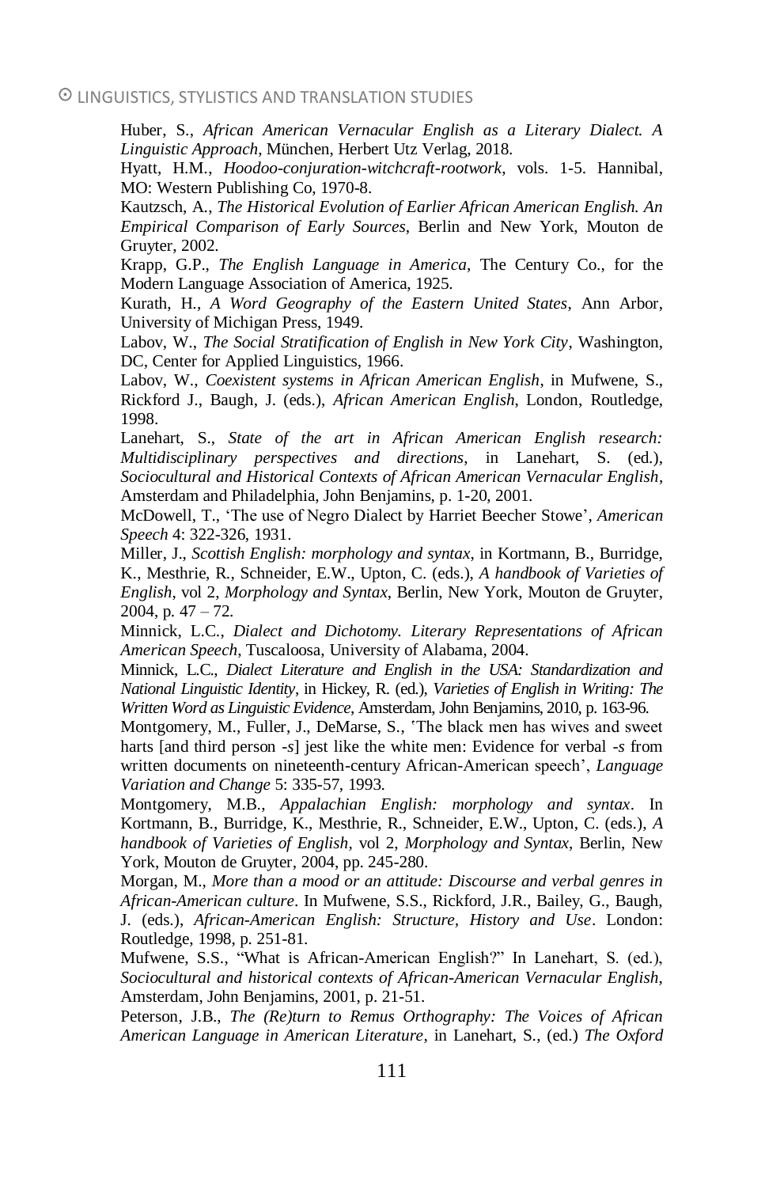Huber, S., *African American Vernacular English as a Literary Dialect. A Linguistic Approach*, München, Herbert Utz Verlag, 2018.

Hyatt, H.M., *Hoodoo-conjuration-witchcraft-rootwork*, vols. 1-5. Hannibal, MO: Western Publishing Co, 1970-8.

Kautzsch, A., *The Historical Evolution of Earlier African American English. An Empirical Comparison of Early Sources*, Berlin and New York, Mouton de Gruyter, 2002.

Krapp, G.P., *The English Language in America*, The Century Co., for the Modern Language Association of America, 1925.

Kurath, H., *A Word Geography of the Eastern United States*, Ann Arbor, University of Michigan Press, 1949.

Labov, W., *The Social Stratification of English in New York City*, Washington, DC, Center for Applied Linguistics, 1966.

Labov, W., *Coexistent systems in African American English*, in Mufwene, S., Rickford J., Baugh, J. (eds.), *African American English*, London, Routledge, 1998.

Lanehart, S., *State of the art in African American English research: Multidisciplinary perspectives and directions*, in Lanehart, S. (ed.), *Sociocultural and Historical Contexts of African American Vernacular English*, Amsterdam and Philadelphia, John Benjamins, p. 1-20, 2001.

McDowell, T., 'The use of Negro Dialect by Harriet Beecher Stowe', *American Speech* 4: 322-326, 1931.

Miller, J., *Scottish English: morphology and syntax*, in Kortmann, B., Burridge, K., Mesthrie, R., Schneider, E.W., Upton, C. (eds.), *A handbook of Varieties of English*, vol 2, *Morphology and Syntax*, Berlin, New York, Mouton de Gruyter, 2004, p. 47 – 72.

Minnick, L.C., *Dialect and Dichotomy. Literary Representations of African American Speech*, Tuscaloosa, University of Alabama, 2004.

Minnick, L.C., *Dialect Literature and English in the USA: Standardization and National Linguistic Identity*, in Hickey, R. (ed.), *Varieties of English in Writing: The Written Word as Linguistic Evidence*, Amsterdam, John Benjamins, 2010, p. 163-96.

Montgomery, M., Fuller, J., DeMarse, S., 'The black men has wives and sweet harts [and third person *-s*] jest like the white men: Evidence for verbal *-s* from written documents on nineteenth-century African-American speech', *Language Variation and Change* 5: 335-57, 1993.

Montgomery, M.B., *Appalachian English: morphology and syntax*. In Kortmann, B., Burridge, K., Mesthrie, R., Schneider, E.W., Upton, C. (eds.), *A handbook of Varieties of English*, vol 2, *Morphology and Syntax*, Berlin, New York, Mouton de Gruyter, 2004, pp. 245-280.

Morgan, M., *More than a mood or an attitude: Discourse and verbal genres in African-American culture*. In Mufwene, S.S., Rickford, J.R., Bailey, G., Baugh, J. (eds.), *African-American English: Structure, History and Use*. London: Routledge, 1998, p. 251-81.

Mufwene, S.S., "What is African-American English?" In Lanehart, S. (ed.), *Sociocultural and historical contexts of African-American Vernacular English*, Amsterdam, John Benjamins, 2001, p. 21-51.

Peterson, J.B., *The (Re)turn to Remus Orthography: The Voices of African American Language in American Literature*, in Lanehart, S., (ed.) *The Oxford*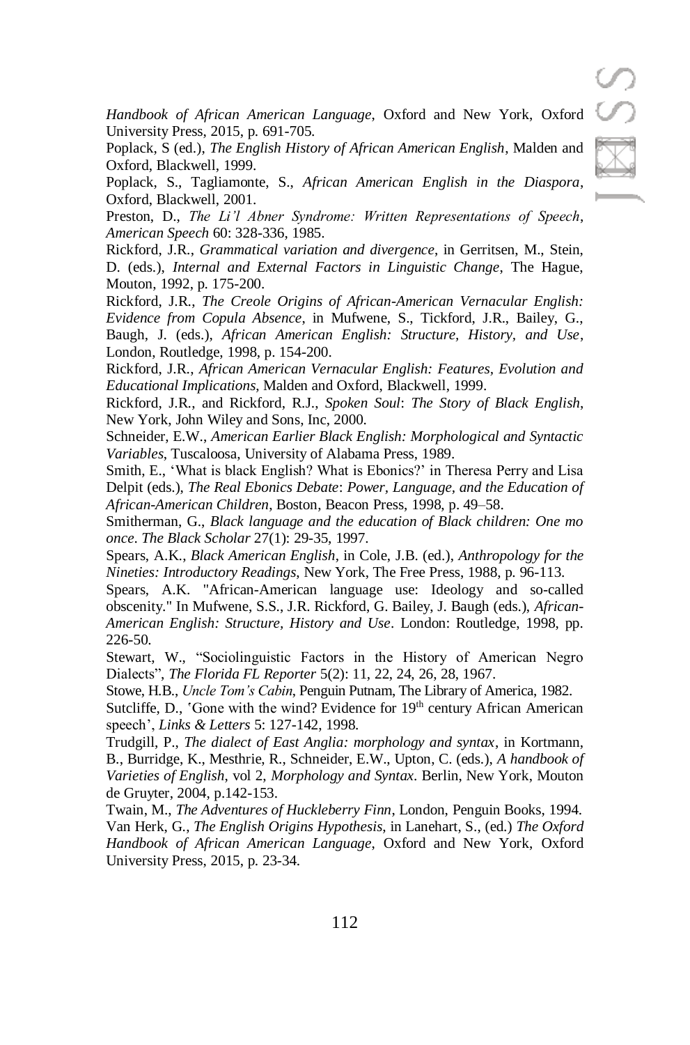*Handbook of African American Language*, Oxford and New York, Oxford University Press, 2015, p. 691-705.

Poplack, S (ed.), *The English History of African American English*, Malden and Oxford, Blackwell, 1999.

Poplack, S., Tagliamonte, S., *African American English in the Diaspora*, Oxford, Blackwell, 2001.

Preston, D., *The Li'l Abner Syndrome: Written Representations of Speech*, *American Speech* 60: 328-336, 1985.

Rickford, J.R., *Grammatical variation and divergence*, in Gerritsen, M., Stein, D. (eds.), *Internal and External Factors in Linguistic Change*, The Hague, Mouton, 1992, p. 175-200.

Rickford, J.R., *The Creole Origins of African-American Vernacular English: Evidence from Copula Absence*, in Mufwene, S., Tickford, J.R., Bailey, G., Baugh, J. (eds.), *African American English: Structure, History, and Use*, London, Routledge, 1998, p. 154-200.

Rickford, J.R., *African American Vernacular English: Features, Evolution and Educational Implications*, Malden and Oxford, Blackwell, 1999.

Rickford, J.R., and Rickford, R.J., *Spoken Soul*: *The Story of Black English*, New York, John Wiley and Sons, Inc, 2000.

Schneider, E.W., *American Earlier Black English: Morphological and Syntactic Variables*, Tuscaloosa, University of Alabama Press, 1989.

Smith, E., 'What is black English? What is Ebonics?' in Theresa Perry and Lisa Delpit (eds.), *The Real Ebonics Debate*: *Power, Language, and the Education of African-American Children*, Boston, Beacon Press, 1998, p. 49–58.

Smitherman, G., *Black language and the education of Black children: One mo once*. *The Black Scholar* 27(1): 29-35, 1997.

Spears, A.K., *Black American English*, in Cole, J.B. (ed.), *Anthropology for the Nineties: Introductory Readings*, New York, The Free Press, 1988, p. 96-113.

Spears, A.K. "African-American language use: Ideology and so-called obscenity." In Mufwene, S.S., J.R. Rickford, G. Bailey, J. Baugh (eds.), *African-American English: Structure, History and Use*. London: Routledge, 1998, pp. 226-50.

Stewart, W., "Sociolinguistic Factors in the History of American Negro Dialects", *The Florida FL Reporter* 5(2): 11, 22, 24, 26, 28, 1967.

Stowe, H.B., *Uncle Tom's Cabin*, Penguin Putnam, The Library of America, 1982.

Sutcliffe, D., 'Gone with the wind? Evidence for 19th century African American speech', *Links & Letters* 5: 127-142, 1998.

Trudgill, P., *The dialect of East Anglia: morphology and syntax*, in Kortmann, B., Burridge, K., Mesthrie, R., Schneider, E.W., Upton, C. (eds.), *A handbook of Varieties of English*, vol 2, *Morphology and Syntax*. Berlin, New York, Mouton de Gruyter, 2004, p.142-153.

Twain, M., *The Adventures of Huckleberry Finn*, London, Penguin Books, 1994.

Van Herk, G., *The English Origins Hypothesis*, in Lanehart, S., (ed.) *The Oxford Handbook of African American Language*, Oxford and New York, Oxford University Press, 2015, p. 23-34.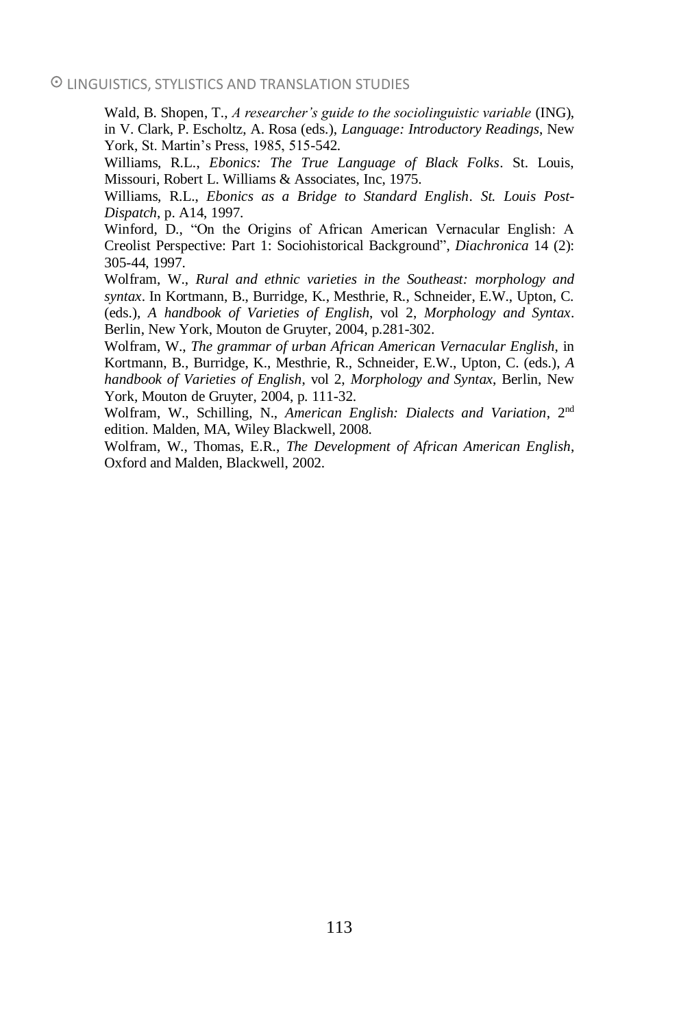Wald, B. Shopen, T., *A researcher's guide to the sociolinguistic variable* (ING), in V. Clark, P. Escholtz, A. Rosa (eds.), *Language: Introductory Readings*, New York, St. Martin's Press, 1985, 515-542.

Williams, R.L., *Ebonics: The True Language of Black Folks*. St. Louis, Missouri, Robert L. Williams & Associates, Inc, 1975.

Williams, R.L., *Ebonics as a Bridge to Standard English*. *St. Louis Post-Dispatch*, p. A14, 1997.

Winford, D., "On the Origins of African American Vernacular English: A Creolist Perspective: Part 1: Sociohistorical Background", *Diachronica* 14 (2): 305-44, 1997.

Wolfram, W., *Rural and ethnic varieties in the Southeast: morphology and syntax*. In Kortmann, B., Burridge, K., Mesthrie, R., Schneider, E.W., Upton, C. (eds.), *A handbook of Varieties of English*, vol 2, *Morphology and Syntax*. Berlin, New York, Mouton de Gruyter, 2004, p.281-302.

Wolfram, W., *The grammar of urban African American Vernacular English*, in Kortmann, B., Burridge, K., Mesthrie, R., Schneider, E.W., Upton, C. (eds.), *A handbook of Varieties of English*, vol 2, *Morphology and Syntax*, Berlin, New York, Mouton de Gruyter, 2004, p. 111-32.

Wolfram, W., Schilling, N., *American English: Dialects and Variation*, 2nd edition. Malden, MA, Wiley Blackwell, 2008.

Wolfram, W., Thomas, E.R., *The Development of African American English*, Oxford and Malden, Blackwell, 2002.